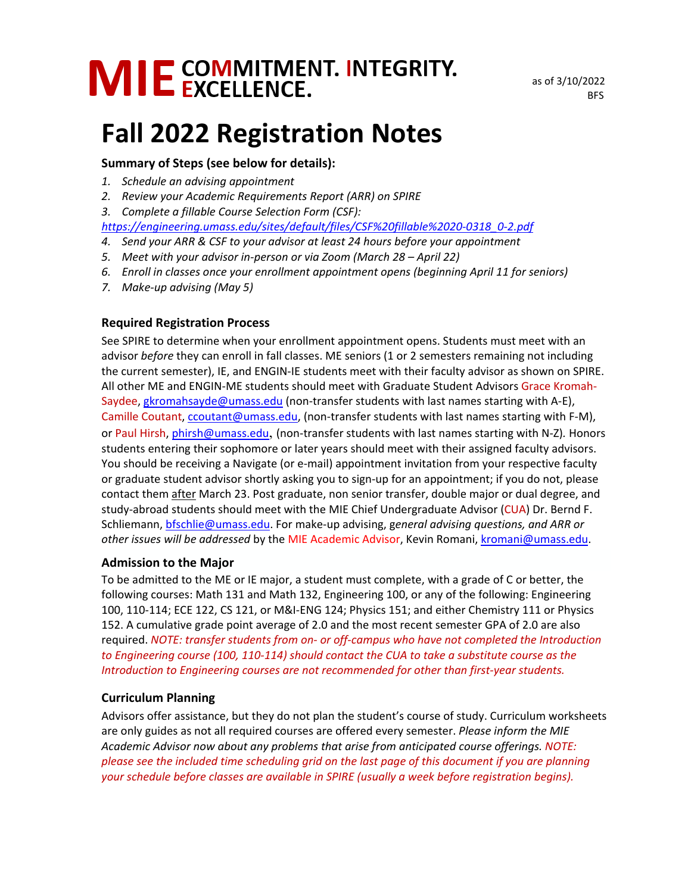**MIE** COMMITMENT. INTEGRITY. EXCELLENCE.

as of 3/10/2022
BFS

# Fall 2022 Registration Notes

**Summary of Steps (see below for details):**

1. *Schedule an advising appointment*
2. *Review your Academic Requirements Report (ARR) on SPIRE*
3. *Complete a fillable Course Selection Form (CSF):* *https://engineering.umass.edu/sites/default/files/CSF%20fillable%2020-0318_0-2.pdf*
4. *Send your ARR & CSF to your advisor at least 24 hours before your appointment*
5. *Meet with your advisor in-person or via Zoom (March 28 – April 22)*
6. *Enroll in classes once your enrollment appointment opens (beginning April 11 for seniors)*
7. *Make-up advising (May 5)*

### Required Registration Process

See SPIRE to determine when your enrollment appointment opens. Students must meet with an advisor *before* they can enroll in fall classes. ME seniors (1 or 2 semesters remaining not including the current semester), IE, and ENGIN-IE students meet with their faculty advisor as shown on SPIRE. All other ME and ENGIN-ME students should meet with Graduate Student Advisors Grace Kromah-Saydee, gkromahsayde@umass.edu (non-transfer students with last names starting with A-E), Camille Coutant, ccoutant@umass.edu, (non-transfer students with last names starting with F-M), or Paul Hirsh, phirsh@umass.edu, (non-transfer students with last names starting with N-Z). Honors students entering their sophomore or later years should meet with their assigned faculty advisors. You should be receiving a Navigate (or e-mail) appointment invitation from your respective faculty or graduate student advisor shortly asking you to sign-up for an appointment; if you do not, please contact them after March 23. Post graduate, non senior transfer, double major or dual degree, and study-abroad students should meet with the MIE Chief Undergraduate Advisor (CUA) Dr. Bernd F. Schliemann, bfschlie@umass.edu. For make-up advising, *general advising questions, and ARR or other issues will be addressed* by the MIE Academic Advisor, Kevin Romani, kromani@umass.edu.

### Admission to the Major

To be admitted to the ME or IE major, a student must complete, with a grade of C or better, the following courses: Math 131 and Math 132, Engineering 100, or any of the following: Engineering 100, 110-114; ECE 122, CS 121, or M&I-ENG 124; Physics 151; and either Chemistry 111 or Physics 152. A cumulative grade point average of 2.0 and the most recent semester GPA of 2.0 are also required. *NOTE: transfer students from on- or off-campus who have not completed the Introduction to Engineering course (100, 110-114) should contact the CUA to take a substitute course as the Introduction to Engineering courses are not recommended for other than first-year students.*

### Curriculum Planning

Advisors offer assistance, but they do not plan the student's course of study. Curriculum worksheets are only guides as not all required courses are offered every semester. *Please inform the MIE Academic Advisor now about any problems that arise from anticipated course offerings. NOTE: please see the included time scheduling grid on the last page of this document if you are planning your schedule before classes are available in SPIRE (usually a week before registration begins).*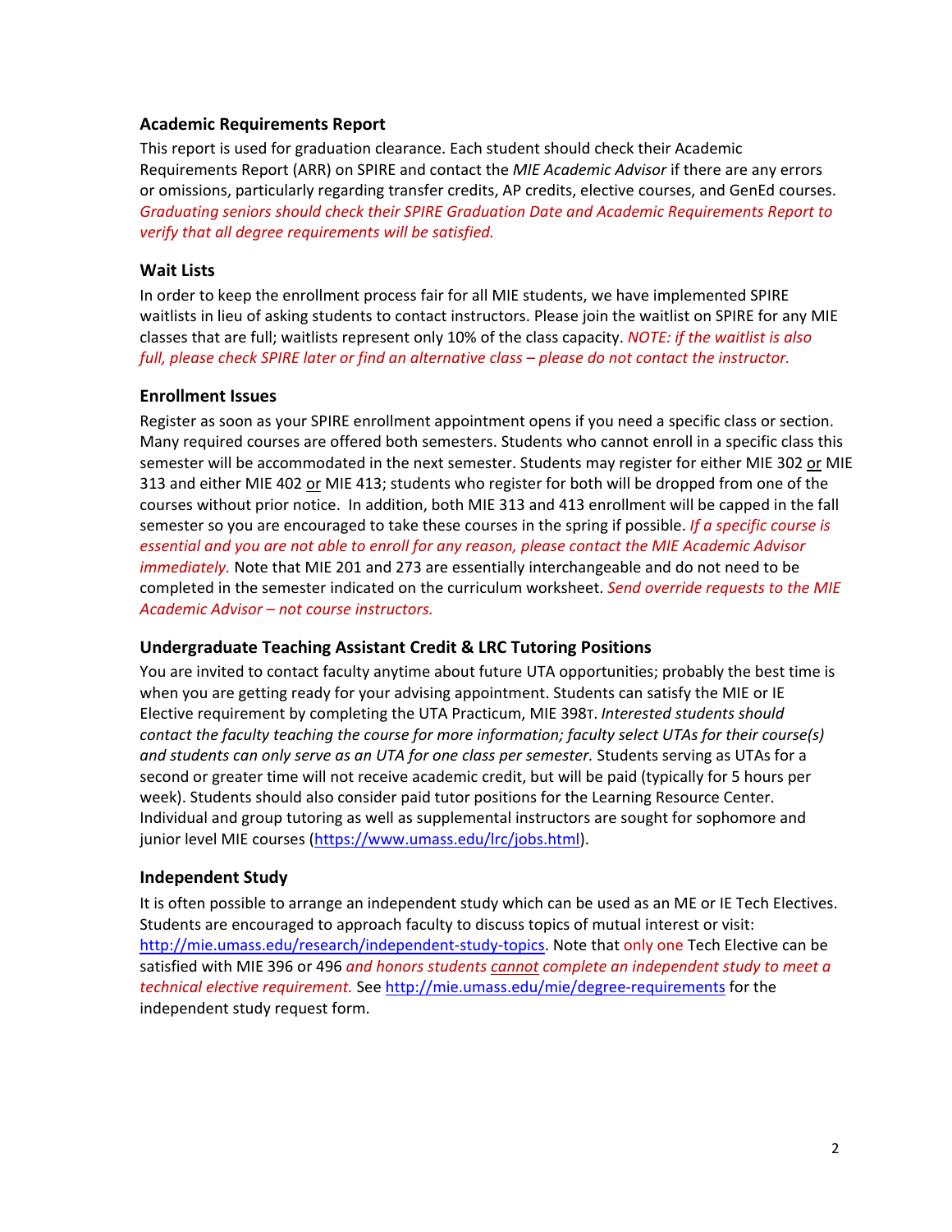### Academic Requirements Report

This report is used for graduation clearance. Each student should check their Academic Requirements Report (ARR) on SPIRE and contact the *MIE Academic Advisor* if there are any errors or omissions, particularly regarding transfer credits, AP credits, elective courses, and GenEd courses. *Graduating seniors should check their SPIRE Graduation Date and Academic Requirements Report to verify that all degree requirements will be satisfied.*

### Wait Lists

In order to keep the enrollment process fair for all MIE students, we have implemented SPIRE waitlists in lieu of asking students to contact instructors. Please join the waitlist on SPIRE for any MIE classes that are full; waitlists represent only 10% of the class capacity. *NOTE: if the waitlist is also full, please check SPIRE later or find an alternative class – please do not contact the instructor.*

### Enrollment Issues

Register as soon as your SPIRE enrollment appointment opens if you need a specific class or section. Many required courses are offered both semesters. Students who cannot enroll in a specific class this semester will be accommodated in the next semester. Students may register for either MIE 302 or MIE 313 and either MIE 402 or MIE 413; students who register for both will be dropped from one of the courses without prior notice. In addition, both MIE 313 and 413 enrollment will be capped in the fall semester so you are encouraged to take these courses in the spring if possible. *If a specific course is essential and you are not able to enroll for any reason, please contact the MIE Academic Advisor immediately.* Note that MIE 201 and 273 are essentially interchangeable and do not need to be completed in the semester indicated on the curriculum worksheet. *Send override requests to the MIE Academic Advisor – not course instructors.*

### Undergraduate Teaching Assistant Credit & LRC Tutoring Positions

You are invited to contact faculty anytime about future UTA opportunities; probably the best time is when you are getting ready for your advising appointment. Students can satisfy the MIE or IE Elective requirement by completing the UTA Practicum, MIE 398T. *Interested students should contact the faculty teaching the course for more information; faculty select UTAs for their course(s) and students can only serve as an UTA for one class per semester.* Students serving as UTAs for a second or greater time will not receive academic credit, but will be paid (typically for 5 hours per week). Students should also consider paid tutor positions for the Learning Resource Center. Individual and group tutoring as well as supplemental instructors are sought for sophomore and junior level MIE courses (https://www.umass.edu/lrc/jobs.html).

### Independent Study

It is often possible to arrange an independent study which can be used as an ME or IE Tech Electives. Students are encouraged to approach faculty to discuss topics of mutual interest or visit: http://mie.umass.edu/research/independent-study-topics. Note that only one Tech Elective can be satisfied with MIE 396 or 496 *and honors students cannot complete an independent study to meet a technical elective requirement.* See http://mie.umass.edu/mie/degree-requirements for the independent study request form.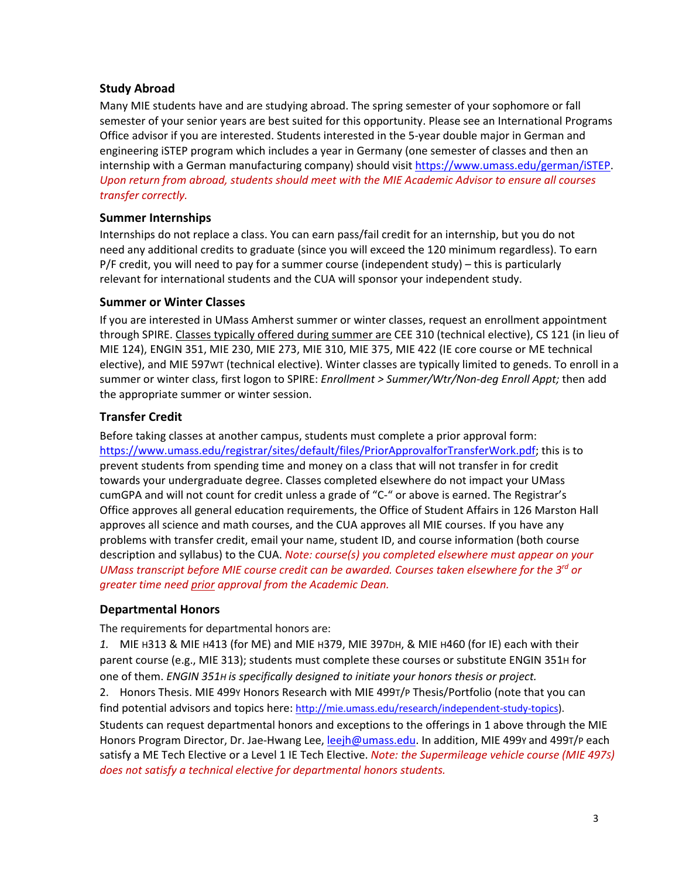### Study Abroad

Many MIE students have and are studying abroad. The spring semester of your sophomore or fall semester of your senior years are best suited for this opportunity. Please see an International Programs Office advisor if you are interested. Students interested in the 5-year double major in German and engineering iSTEP program which includes a year in Germany (one semester of classes and then an internship with a German manufacturing company) should visit https://www.umass.edu/german/iSTEP. *Upon return from abroad, students should meet with the MIE Academic Advisor to ensure all courses transfer correctly.*

### Summer Internships

Internships do not replace a class. You can earn pass/fail credit for an internship, but you do not need any additional credits to graduate (since you will exceed the 120 minimum regardless). To earn P/F credit, you will need to pay for a summer course (independent study) – this is particularly relevant for international students and the CUA will sponsor your independent study.

### Summer or Winter Classes

If you are interested in UMass Amherst summer or winter classes, request an enrollment appointment through SPIRE. Classes typically offered during summer are CEE 310 (technical elective), CS 121 (in lieu of MIE 124), ENGIN 351, MIE 230, MIE 273, MIE 310, MIE 375, MIE 422 (IE core course or ME technical elective), and MIE 597WT (technical elective). Winter classes are typically limited to geneds. To enroll in a summer or winter class, first logon to SPIRE: *Enrollment > Summer/Wtr/Non-deg Enroll Appt;* then add the appropriate summer or winter session.

### Transfer Credit

Before taking classes at another campus, students must complete a prior approval form: https://www.umass.edu/registrar/sites/default/files/PriorApprovalforTransferWork.pdf; this is to prevent students from spending time and money on a class that will not transfer in for credit towards your undergraduate degree. Classes completed elsewhere do not impact your UMass cumGPA and will not count for credit unless a grade of "C-" or above is earned. The Registrar's Office approves all general education requirements, the Office of Student Affairs in 126 Marston Hall approves all science and math courses, and the CUA approves all MIE courses. If you have any problems with transfer credit, email your name, student ID, and course information (both course description and syllabus) to the CUA. *Note: course(s) you completed elsewhere must appear on your UMass transcript before MIE course credit can be awarded. Courses taken elsewhere for the 3rd or greater time need prior approval from the Academic Dean.*

### Departmental Honors

The requirements for departmental honors are:

1. MIE H313 & MIE H413 (for ME) and MIE H379, MIE 397DH, & MIE H460 (for IE) each with their parent course (e.g., MIE 313); students must complete these courses or substitute ENGIN 351H for one of them. *ENGIN 351H is specifically designed to initiate your honors thesis or project.*
2. Honors Thesis. MIE 499Y Honors Research with MIE 499T/P Thesis/Portfolio (note that you can find potential advisors and topics here: http://mie.umass.edu/research/independent-study-topics).

Students can request departmental honors and exceptions to the offerings in 1 above through the MIE Honors Program Director, Dr. Jae-Hwang Lee, leejh@umass.edu. In addition, MIE 499Y and 499T/P each satisfy a ME Tech Elective or a Level 1 IE Tech Elective. *Note: the Supermileage vehicle course (MIE 497s) does not satisfy a technical elective for departmental honors students.*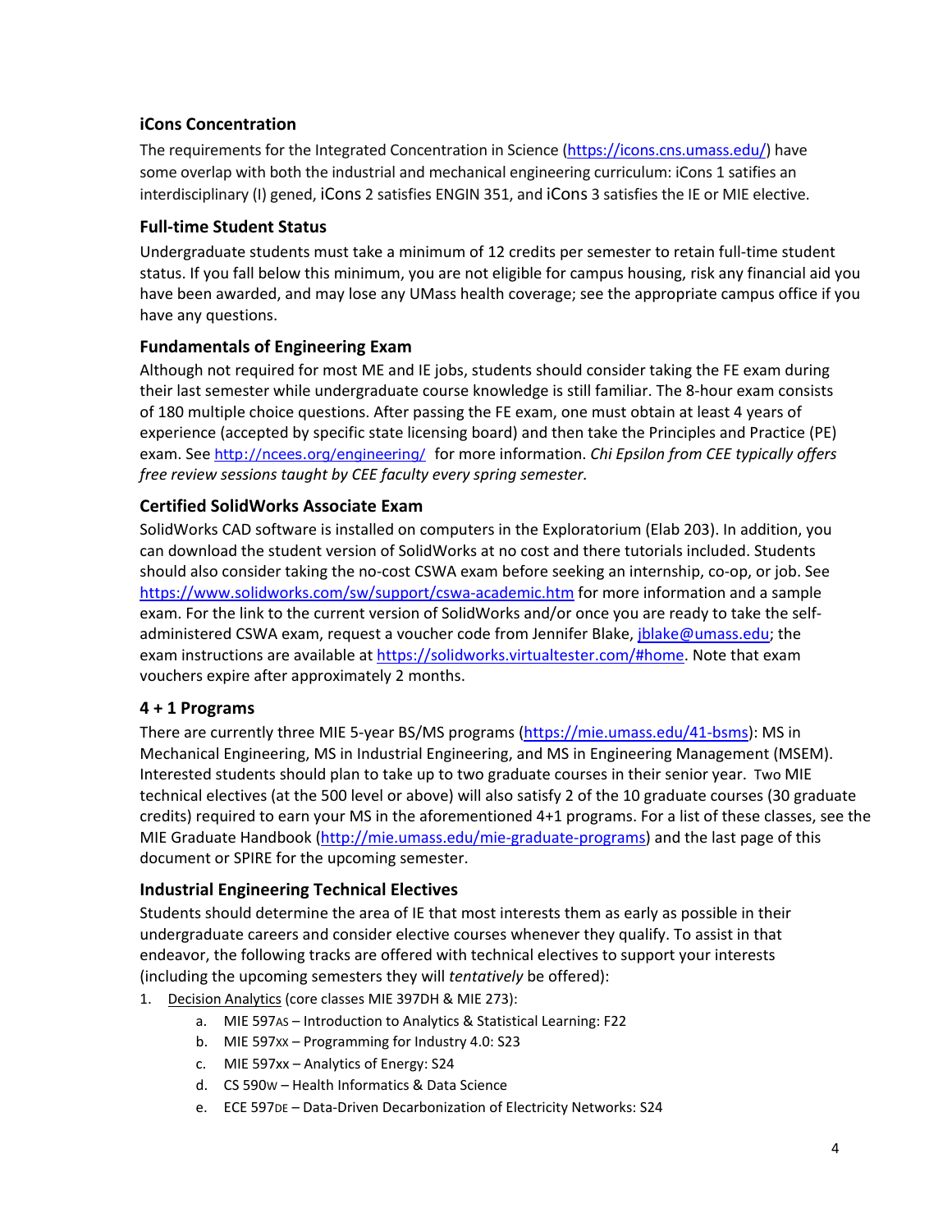### iCons Concentration

The requirements for the Integrated Concentration in Science (https://icons.cns.umass.edu/) have some overlap with both the industrial and mechanical engineering curriculum: iCons 1 satifies an interdisciplinary (I) gened, iCons 2 satisfies ENGIN 351, and iCons 3 satisfies the IE or MIE elective.

### Full-time Student Status

Undergraduate students must take a minimum of 12 credits per semester to retain full-time student status. If you fall below this minimum, you are not eligible for campus housing, risk any financial aid you have been awarded, and may lose any UMass health coverage; see the appropriate campus office if you have any questions.

### Fundamentals of Engineering Exam

Although not required for most ME and IE jobs, students should consider taking the FE exam during their last semester while undergraduate course knowledge is still familiar. The 8-hour exam consists of 180 multiple choice questions. After passing the FE exam, one must obtain at least 4 years of experience (accepted by specific state licensing board) and then take the Principles and Practice (PE) exam. See http://ncees.org/engineering/ for more information. *Chi Epsilon from CEE typically offers free review sessions taught by CEE faculty every spring semester.*

### Certified SolidWorks Associate Exam

SolidWorks CAD software is installed on computers in the Exploratorium (Elab 203). In addition, you can download the student version of SolidWorks at no cost and there tutorials included. Students should also consider taking the no-cost CSWA exam before seeking an internship, co-op, or job. See https://www.solidworks.com/sw/support/cswa-academic.htm for more information and a sample exam. For the link to the current version of SolidWorks and/or once you are ready to take the self-administered CSWA exam, request a voucher code from Jennifer Blake, jblake@umass.edu; the exam instructions are available at https://solidworks.virtualtester.com/#home. Note that exam vouchers expire after approximately 2 months.

### 4 + 1 Programs

There are currently three MIE 5-year BS/MS programs (https://mie.umass.edu/41-bsms): MS in Mechanical Engineering, MS in Industrial Engineering, and MS in Engineering Management (MSEM). Interested students should plan to take up to two graduate courses in their senior year. Two MIE technical electives (at the 500 level or above) will also satisfy 2 of the 10 graduate courses (30 graduate credits) required to earn your MS in the aforementioned 4+1 programs. For a list of these classes, see the MIE Graduate Handbook (http://mie.umass.edu/mie-graduate-programs) and the last page of this document or SPIRE for the upcoming semester.

### Industrial Engineering Technical Electives

Students should determine the area of IE that most interests them as early as possible in their undergraduate careers and consider elective courses whenever they qualify. To assist in that endeavor, the following tracks are offered with technical electives to support your interests (including the upcoming semesters they will *tentatively* be offered):

1. Decision Analytics (core classes MIE 397DH & MIE 273):
   a. MIE 597AS – Introduction to Analytics & Statistical Learning: F22
   b. MIE 597XX – Programming for Industry 4.0: S23
   c. MIE 597xx – Analytics of Energy: S24
   d. CS 590W – Health Informatics & Data Science
   e. ECE 597DE – Data-Driven Decarbonization of Electricity Networks: S24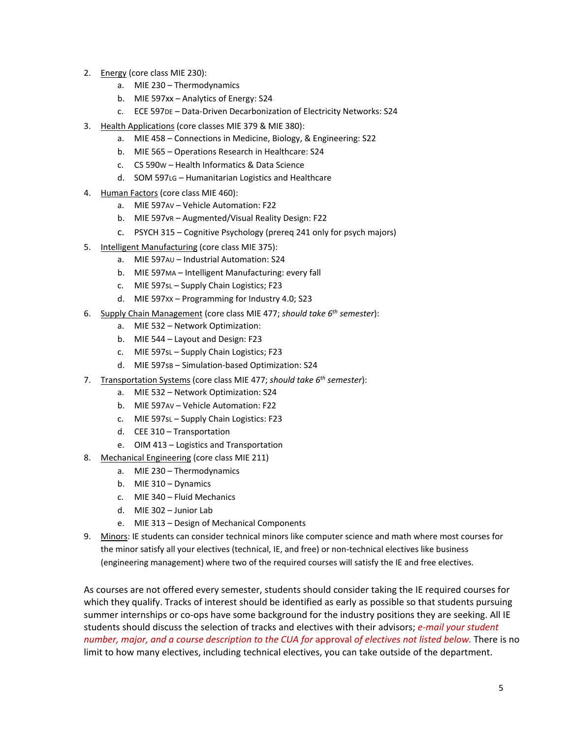2. Energy (core class MIE 230):
    a. MIE 230 – Thermodynamics
    b. MIE 597xx – Analytics of Energy: S24
    c. ECE 597DE – Data-Driven Decarbonization of Electricity Networks: S24
3. Health Applications (core classes MIE 379 & MIE 380):
    a. MIE 458 – Connections in Medicine, Biology, & Engineering: S22
    b. MIE 565 – Operations Research in Healthcare: S24
    c. CS 590W – Health Informatics & Data Science
    d. SOM 597LG – Humanitarian Logistics and Healthcare
4. Human Factors (core class MIE 460):
    a. MIE 597AV – Vehicle Automation: F22
    b. MIE 597VR – Augmented/Visual Reality Design: F22
    c. PSYCH 315 – Cognitive Psychology (prereq 241 only for psych majors)
5. Intelligent Manufacturing (core class MIE 375):
    a. MIE 597AU – Industrial Automation: S24
    b. MIE 597MA – Intelligent Manufacturing: every fall
    c. MIE 597SL – Supply Chain Logistics; F23
    d. MIE 597XX – Programming for Industry 4.0; S23
6. Supply Chain Management (core class MIE 477; *should take 6th semester*):
    a. MIE 532 – Network Optimization:
    b. MIE 544 – Layout and Design: F23
    c. MIE 597SL – Supply Chain Logistics; F23
    d. MIE 597SB – Simulation-based Optimization: S24
7. Transportation Systems (core class MIE 477; *should take 6th semester*):
    a. MIE 532 – Network Optimization: S24
    b. MIE 597AV – Vehicle Automation: F22
    c. MIE 597SL – Supply Chain Logistics: F23
    d. CEE 310 – Transportation
    e. OIM 413 – Logistics and Transportation
8. Mechanical Engineering (core class MIE 211)
    a. MIE 230 – Thermodynamics
    b. MIE 310 – Dynamics
    c. MIE 340 – Fluid Mechanics
    d. MIE 302 – Junior Lab
    e. MIE 313 – Design of Mechanical Components
9. Minors: IE students can consider technical minors like computer science and math where most courses for the minor satisfy all your electives (technical, IE, and free) or non-technical electives like business (engineering management) where two of the required courses will satisfy the IE and free electives.

As courses are not offered every semester, students should consider taking the IE required courses for which they qualify. Tracks of interest should be identified as early as possible so that students pursuing summer internships or co-ops have some background for the industry positions they are seeking. All IE students should discuss the selection of tracks and electives with their advisors; *e-mail your student number, major, and a course description to the CUA for* approval *of electives not listed below.* There is no limit to how many electives, including technical electives, you can take outside of the department.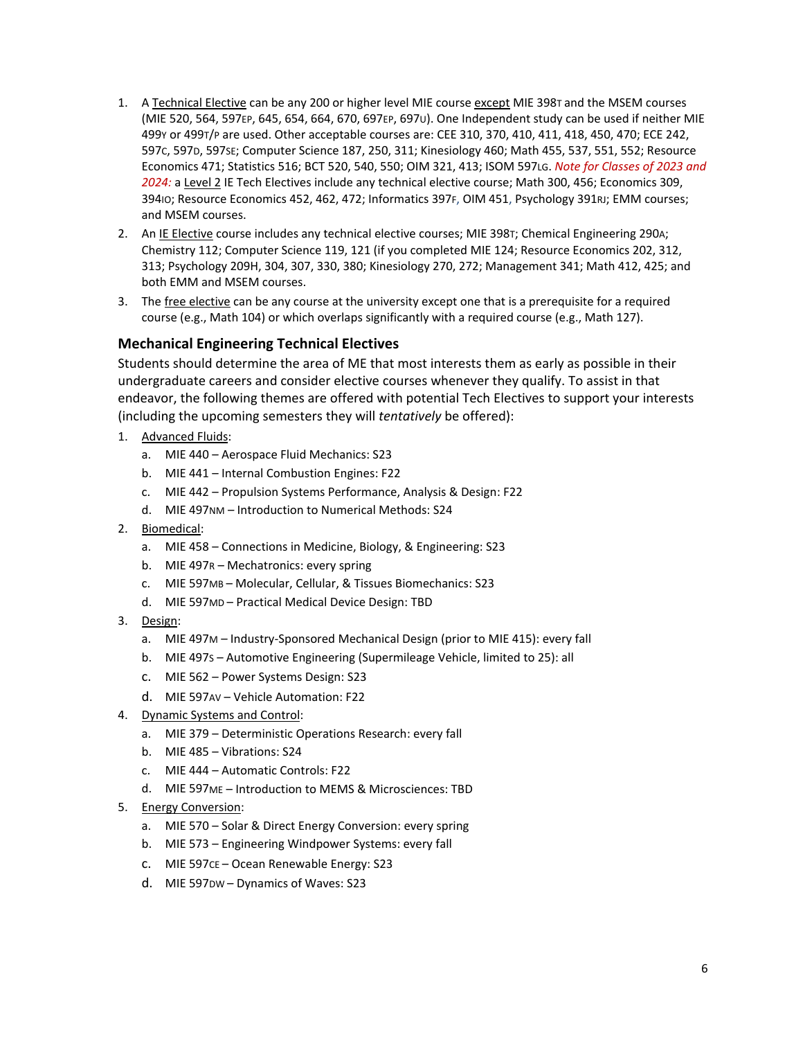1. A Technical Elective can be any 200 or higher level MIE course except MIE 398T and the MSEM courses (MIE 520, 564, 597EP, 645, 654, 664, 670, 697EP, 697U). One Independent study can be used if neither MIE 499Y or 499T/P are used. Other acceptable courses are: CEE 310, 370, 410, 411, 418, 450, 470; ECE 242, 597C, 597D, 597SE; Computer Science 187, 250, 311; Kinesiology 460; Math 455, 537, 551, 552; Resource Economics 471; Statistics 516; BCT 520, 540, 550; OIM 321, 413; ISOM 597LG. *Note for Classes of 2023 and 2024:* a Level 2 IE Tech Electives include any technical elective course; Math 300, 456; Economics 309, 394IO; Resource Economics 452, 462, 472; Informatics 397F, OIM 451, Psychology 391RJ; EMM courses; and MSEM courses.
2. An IE Elective course includes any technical elective courses; MIE 398T; Chemical Engineering 290A; Chemistry 112; Computer Science 119, 121 (if you completed MIE 124; Resource Economics 202, 312, 313; Psychology 209H, 304, 307, 330, 380; Kinesiology 270, 272; Management 341; Math 412, 425; and both EMM and MSEM courses.
3. The free elective can be any course at the university except one that is a prerequisite for a required course (e.g., Math 104) or which overlaps significantly with a required course (e.g., Math 127).

### Mechanical Engineering Technical Electives

Students should determine the area of ME that most interests them as early as possible in their undergraduate careers and consider elective courses whenever they qualify. To assist in that endeavor, the following themes are offered with potential Tech Electives to support your interests (including the upcoming semesters they will *tentatively* be offered):

1. Advanced Fluids:
   a. MIE 440 – Aerospace Fluid Mechanics: S23
   b. MIE 441 – Internal Combustion Engines: F22
   c. MIE 442 – Propulsion Systems Performance, Analysis & Design: F22
   d. MIE 497NM – Introduction to Numerical Methods: S24
2. Biomedical:
   a. MIE 458 – Connections in Medicine, Biology, & Engineering: S23
   b. MIE 497R – Mechatronics: every spring
   c. MIE 597MB – Molecular, Cellular, & Tissues Biomechanics: S23
   d. MIE 597MD – Practical Medical Device Design: TBD
3. Design:
   a. MIE 497M – Industry-Sponsored Mechanical Design (prior to MIE 415): every fall
   b. MIE 497S – Automotive Engineering (Supermileage Vehicle, limited to 25): all
   c. MIE 562 – Power Systems Design: S23
   d. MIE 597AV – Vehicle Automation: F22
4. Dynamic Systems and Control:
   a. MIE 379 – Deterministic Operations Research: every fall
   b. MIE 485 – Vibrations: S24
   c. MIE 444 – Automatic Controls: F22
   d. MIE 597ME – Introduction to MEMS & Microsciences: TBD
5. Energy Conversion:
   a. MIE 570 – Solar & Direct Energy Conversion: every spring
   b. MIE 573 – Engineering Windpower Systems: every fall
   c. MIE 597CE – Ocean Renewable Energy: S23
   d. MIE 597DW – Dynamics of Waves: S23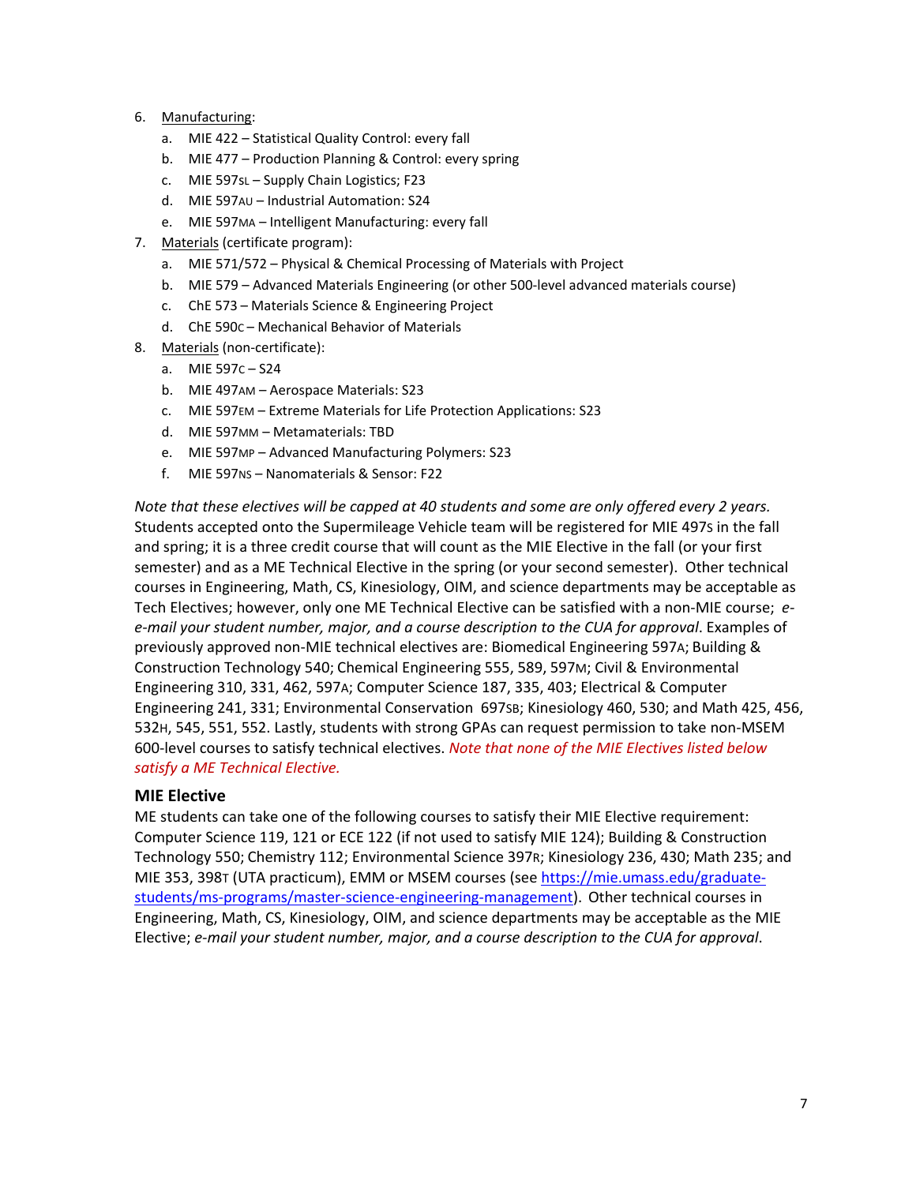6. Manufacturing:
    a. MIE 422 – Statistical Quality Control: every fall
    b. MIE 477 – Production Planning & Control: every spring
    c. MIE 597SL – Supply Chain Logistics; F23
    d. MIE 597AU – Industrial Automation: S24
    e. MIE 597MA – Intelligent Manufacturing: every fall
7. Materials (certificate program):
    a. MIE 571/572 – Physical & Chemical Processing of Materials with Project
    b. MIE 579 – Advanced Materials Engineering (or other 500-level advanced materials course)
    c. ChE 573 – Materials Science & Engineering Project
    d. ChE 590C – Mechanical Behavior of Materials
8. Materials (non-certificate):
    a. MIE 597C – S24
    b. MIE 497AM – Aerospace Materials: S23
    c. MIE 597EM – Extreme Materials for Life Protection Applications: S23
    d. MIE 597MM – Metamaterials: TBD
    e. MIE 597MP – Advanced Manufacturing Polymers: S23
    f. MIE 597NS – Nanomaterials & Sensor: F22

*Note that these electives will be capped at 40 students and some are only offered every 2 years.* Students accepted onto the Supermileage Vehicle team will be registered for MIE 497S in the fall and spring; it is a three credit course that will count as the MIE Elective in the fall (or your first semester) and as a ME Technical Elective in the spring (or your second semester). Other technical courses in Engineering, Math, CS, Kinesiology, OIM, and science departments may be acceptable as Tech Electives; however, only one ME Technical Elective can be satisfied with a non-MIE course; *e-e-mail your student number, major, and a course description to the CUA for approval*. Examples of previously approved non-MIE technical electives are: Biomedical Engineering 597A; Building & Construction Technology 540; Chemical Engineering 555, 589, 597M; Civil & Environmental Engineering 310, 331, 462, 597A; Computer Science 187, 335, 403; Electrical & Computer Engineering 241, 331; Environmental Conservation 697SB; Kinesiology 460, 530; and Math 425, 456, 532H, 545, 551, 552. Lastly, students with strong GPAs can request permission to take non-MSEM 600-level courses to satisfy technical electives. *Note that none of the MIE Electives listed below satisfy a ME Technical Elective.*

### MIE Elective

ME students can take one of the following courses to satisfy their MIE Elective requirement: Computer Science 119, 121 or ECE 122 (if not used to satisfy MIE 124); Building & Construction Technology 550; Chemistry 112; Environmental Science 397R; Kinesiology 236, 430; Math 235; and MIE 353, 398T (UTA practicum), EMM or MSEM courses (see [https://mie.umass.edu/graduate-students/ms-programs/master-science-engineering-management](https://mie.umass.edu/graduate-students/ms-programs/master-science-engineering-management)). Other technical courses in Engineering, Math, CS, Kinesiology, OIM, and science departments may be acceptable as the MIE Elective; *e-mail your student number, major, and a course description to the CUA for approval*.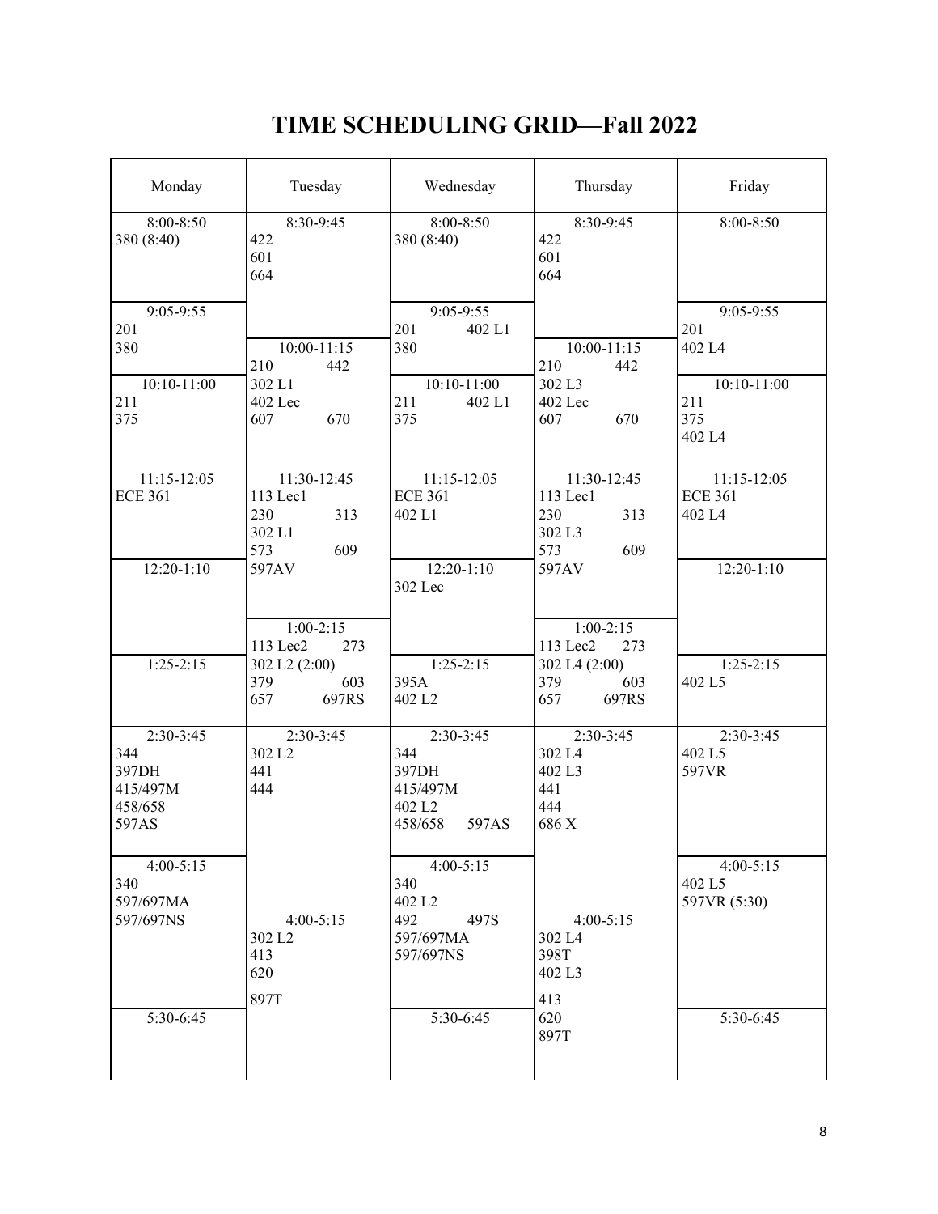# TIME SCHEDULING GRID—Fall 2022

| Monday | Tuesday | Wednesday | Thursday | Friday |
|---|---|---|---|---|
| 8:00-8:50<br>380 (8:40) | 8:30-9:45<br>422<br>601<br>664 | 8:00-8:50<br>380 (8:40) | 8:30-9:45<br>422<br>601<br>664 | 8:00-8:50 |
| 9:05-9:55<br>201<br>380 | 10:00-11:15<br>210 442<br>302 L1<br>402 Lec<br>607 670 | 9:05-9:55<br>201 402 L1<br>380 | 10:00-11:15<br>210 442<br>302 L3<br>402 Lec<br>607 670 | 9:05-9:55<br>201<br>402 L4 |
| 10:10-11:00<br>211<br>375 | | 10:10-11:00<br>211 402 L1<br>375 | | 10:10-11:00<br>211<br>375<br>402 L4 |
| 11:15-12:05<br>ECE 361 | 11:30-12:45<br>113 Lec1<br>230 313<br>302 L1<br>573 609<br>597AV | 11:15-12:05<br>ECE 361<br>402 L1 | 11:30-12:45<br>113 Lec1<br>230 313<br>302 L3<br>573 609<br>597AV | 11:15-12:05<br>ECE 361<br>402 L4 |
| 12:20-1:10 | | 12:20-1:10<br>302 Lec | | 12:20-1:10 |
| 1:25-2:15 | 1:00-2:15<br>113 Lec2 273<br>302 L2 (2:00)<br>379 603<br>657 697RS | 1:25-2:15<br>395A<br>402 L2 | 1:00-2:15<br>113 Lec2 273<br>302 L4 (2:00)<br>379 603<br>657 697RS | 1:25-2:15<br>402 L5 |
| 2:30-3:45<br>344<br>397DH<br>415/497M<br>458/658<br>597AS | 2:30-3:45<br>302 L2<br>441<br>444 | 2:30-3:45<br>344<br>397DH<br>415/497M<br>402 L2<br>458/658 597AS | 2:30-3:45<br>302 L4<br>402 L3<br>441<br>444<br>686 X | 2:30-3:45<br>402 L5<br>597VR |
| 4:00-5:15<br>340<br>597/697MA<br>597/697NS | 4:00-5:15<br>302 L2<br>413<br>620<br>897T | 4:00-5:15<br>340<br>402 L2<br>492 497S<br>597/697MA<br>597/697NS | 4:00-5:15<br>302 L4<br>398T<br>402 L3<br>413<br>620<br>897T | 4:00-5:15<br>402 L5<br>597VR (5:30) |
| 5:30-6:45 | | 5:30-6:45 | | 5:30-6:45 |